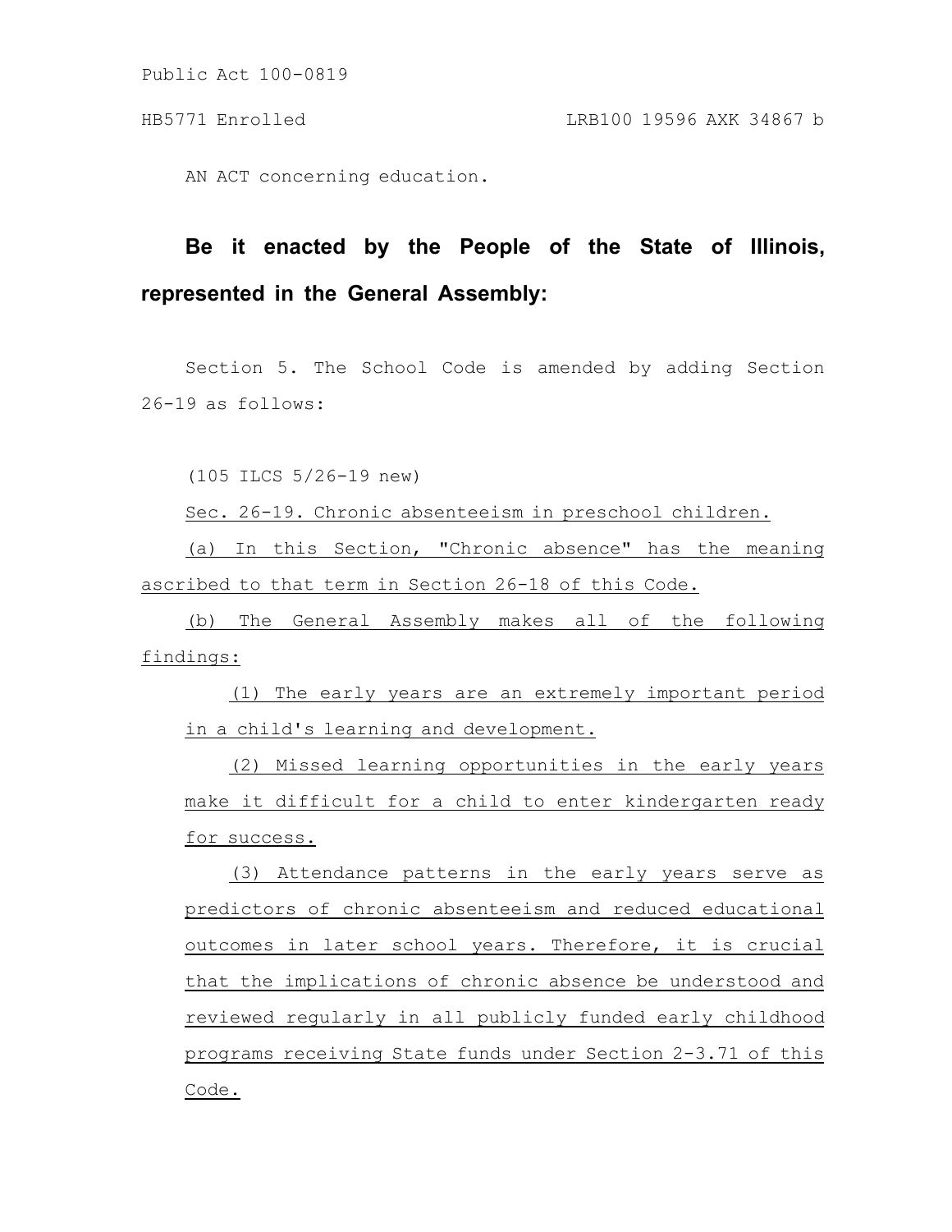Public Act 100-0819

HB5771 Enrolled LRB100 19596 AXK 34867 b

AN ACT concerning education.

**Be it enacted by the People of the State of Illinois, represented in the General Assembly:**

Section 5. The School Code is amended by adding Section 26-19 as follows:

(105 ILCS 5/26-19 new)

Sec. 26-19. Chronic absenteeism in preschool children.

(a) In this Section, "Chronic absence" has the meaning ascribed to that term in Section 26-18 of this Code.

(b) The General Assembly makes all of the following findings:

(1) The early years are an extremely important period in a child's learning and development.

(2) Missed learning opportunities in the early years make it difficult for a child to enter kindergarten ready for success.

(3) Attendance patterns in the early years serve as predictors of chronic absenteeism and reduced educational outcomes in later school years. Therefore, it is crucial that the implications of chronic absence be understood and reviewed regularly in all publicly funded early childhood programs receiving State funds under Section 2-3.71 of this Code.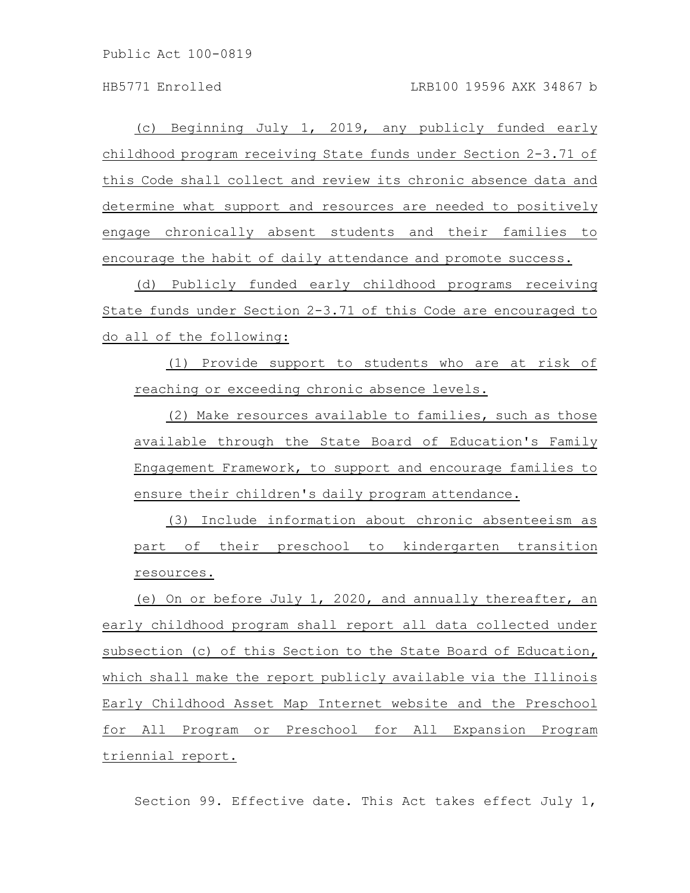(c) Beginning July 1, 2019, any publicly funded early childhood program receiving State funds under Section 2-3.71 of this Code shall collect and review its chronic absence data and determine what support and resources are needed to positively engage chronically absent students and their families to encourage the habit of daily attendance and promote success.

(d) Publicly funded early childhood programs receiving State funds under Section 2-3.71 of this Code are encouraged to do all of the following:

(1) Provide support to students who are at risk of reaching or exceeding chronic absence levels.

(2) Make resources available to families, such as those available through the State Board of Education's Family Engagement Framework, to support and encourage families to ensure their children's daily program attendance.

(3) Include information about chronic absenteeism as part of their preschool to kindergarten transition resources.

(e) On or before July 1, 2020, and annually thereafter, an early childhood program shall report all data collected under subsection (c) of this Section to the State Board of Education, which shall make the report publicly available via the Illinois Early Childhood Asset Map Internet website and the Preschool for All Program or Preschool for All Expansion Program triennial report.

Section 99. Effective date. This Act takes effect July 1,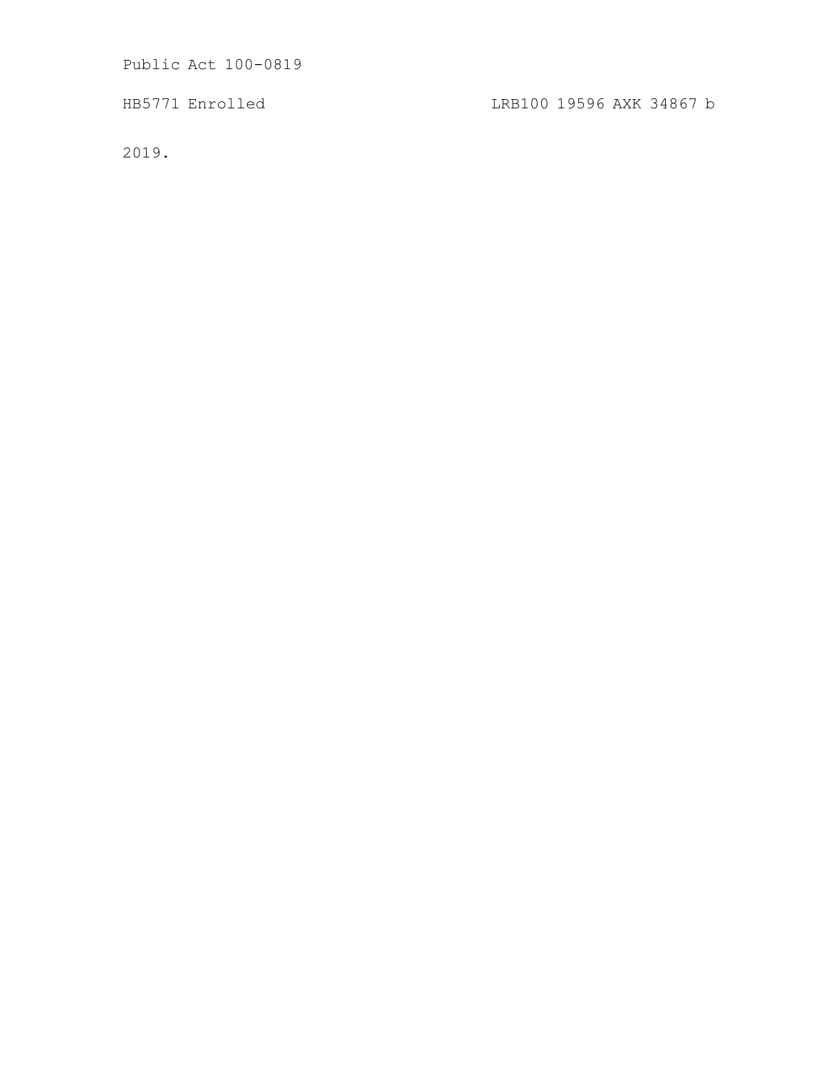2019.